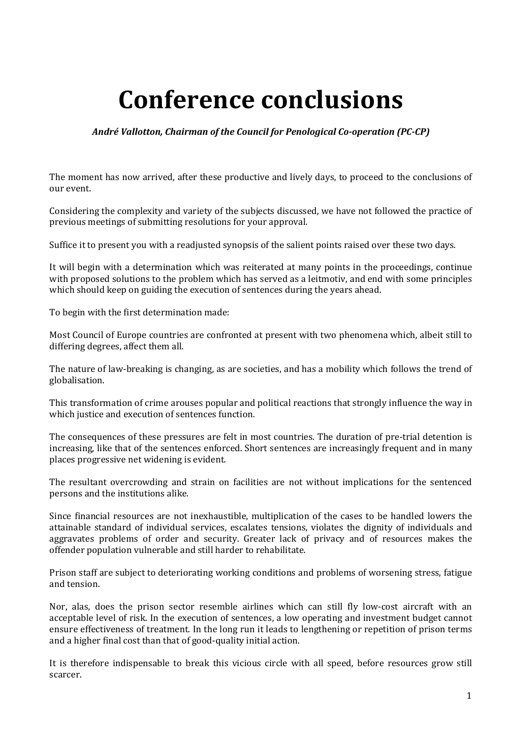# Conference conclusions

***André Vallotton, Chairman of the Council for Penological Co-operation (PC-CP)***

The moment has now arrived, after these productive and lively days, to proceed to the conclusions of our event.

Considering the complexity and variety of the subjects discussed, we have not followed the practice of previous meetings of submitting resolutions for your approval.

Suffice it to present you with a readjusted synopsis of the salient points raised over these two days.

It will begin with a determination which was reiterated at many points in the proceedings, continue with proposed solutions to the problem which has served as a leitmotiv, and end with some principles which should keep on guiding the execution of sentences during the years ahead.

To begin with the first determination made:

Most Council of Europe countries are confronted at present with two phenomena which, albeit still to differing degrees, affect them all.

The nature of law-breaking is changing, as are societies, and has a mobility which follows the trend of globalisation.

This transformation of crime arouses popular and political reactions that strongly influence the way in which justice and execution of sentences function.

The consequences of these pressures are felt in most countries. The duration of pre-trial detention is increasing, like that of the sentences enforced. Short sentences are increasingly frequent and in many places progressive net widening is evident.

The resultant overcrowding and strain on facilities are not without implications for the sentenced persons and the institutions alike.

Since financial resources are not inexhaustible, multiplication of the cases to be handled lowers the attainable standard of individual services, escalates tensions, violates the dignity of individuals and aggravates problems of order and security. Greater lack of privacy and of resources makes the offender population vulnerable and still harder to rehabilitate.

Prison staff are subject to deteriorating working conditions and problems of worsening stress, fatigue and tension.

Nor, alas, does the prison sector resemble airlines which can still fly low-cost aircraft with an acceptable level of risk. In the execution of sentences, a low operating and investment budget cannot ensure effectiveness of treatment. In the long run it leads to lengthening or repetition of prison terms and a higher final cost than that of good-quality initial action.

It is therefore indispensable to break this vicious circle with all speed, before resources grow still scarcer.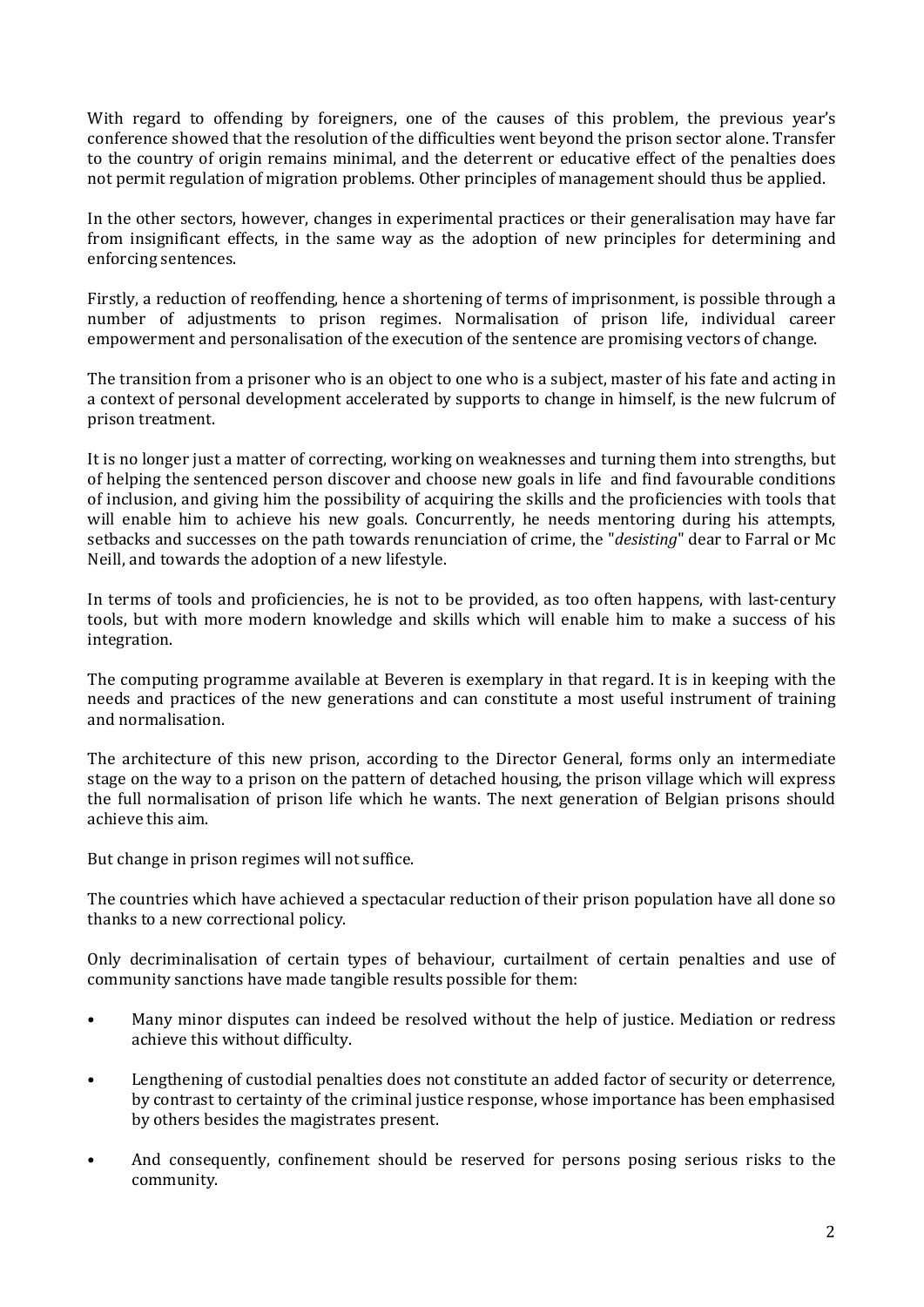With regard to offending by foreigners, one of the causes of this problem, the previous year's conference showed that the resolution of the difficulties went beyond the prison sector alone. Transfer to the country of origin remains minimal, and the deterrent or educative effect of the penalties does not permit regulation of migration problems. Other principles of management should thus be applied.

In the other sectors, however, changes in experimental practices or their generalisation may have far from insignificant effects, in the same way as the adoption of new principles for determining and enforcing sentences.

Firstly, a reduction of reoffending, hence a shortening of terms of imprisonment, is possible through a number of adjustments to prison regimes. Normalisation of prison life, individual career empowerment and personalisation of the execution of the sentence are promising vectors of change.

The transition from a prisoner who is an object to one who is a subject, master of his fate and acting in a context of personal development accelerated by supports to change in himself, is the new fulcrum of prison treatment.

It is no longer just a matter of correcting, working on weaknesses and turning them into strengths, but of helping the sentenced person discover and choose new goals in life and find favourable conditions of inclusion, and giving him the possibility of acquiring the skills and the proficiencies with tools that will enable him to achieve his new goals. Concurrently, he needs mentoring during his attempts, setbacks and successes on the path towards renunciation of crime, the "*desisting*" dear to Farral or Mc Neill, and towards the adoption of a new lifestyle.

In terms of tools and proficiencies, he is not to be provided, as too often happens, with last-century tools, but with more modern knowledge and skills which will enable him to make a success of his integration.

The computing programme available at Beveren is exemplary in that regard. It is in keeping with the needs and practices of the new generations and can constitute a most useful instrument of training and normalisation.

The architecture of this new prison, according to the Director General, forms only an intermediate stage on the way to a prison on the pattern of detached housing, the prison village which will express the full normalisation of prison life which he wants. The next generation of Belgian prisons should achieve this aim.

But change in prison regimes will not suffice.

The countries which have achieved a spectacular reduction of their prison population have all done so thanks to a new correctional policy.

Only decriminalisation of certain types of behaviour, curtailment of certain penalties and use of community sanctions have made tangible results possible for them:

- Many minor disputes can indeed be resolved without the help of justice. Mediation or redress achieve this without difficulty.
- Lengthening of custodial penalties does not constitute an added factor of security or deterrence, by contrast to certainty of the criminal justice response, whose importance has been emphasised by others besides the magistrates present.
- And consequently, confinement should be reserved for persons posing serious risks to the community.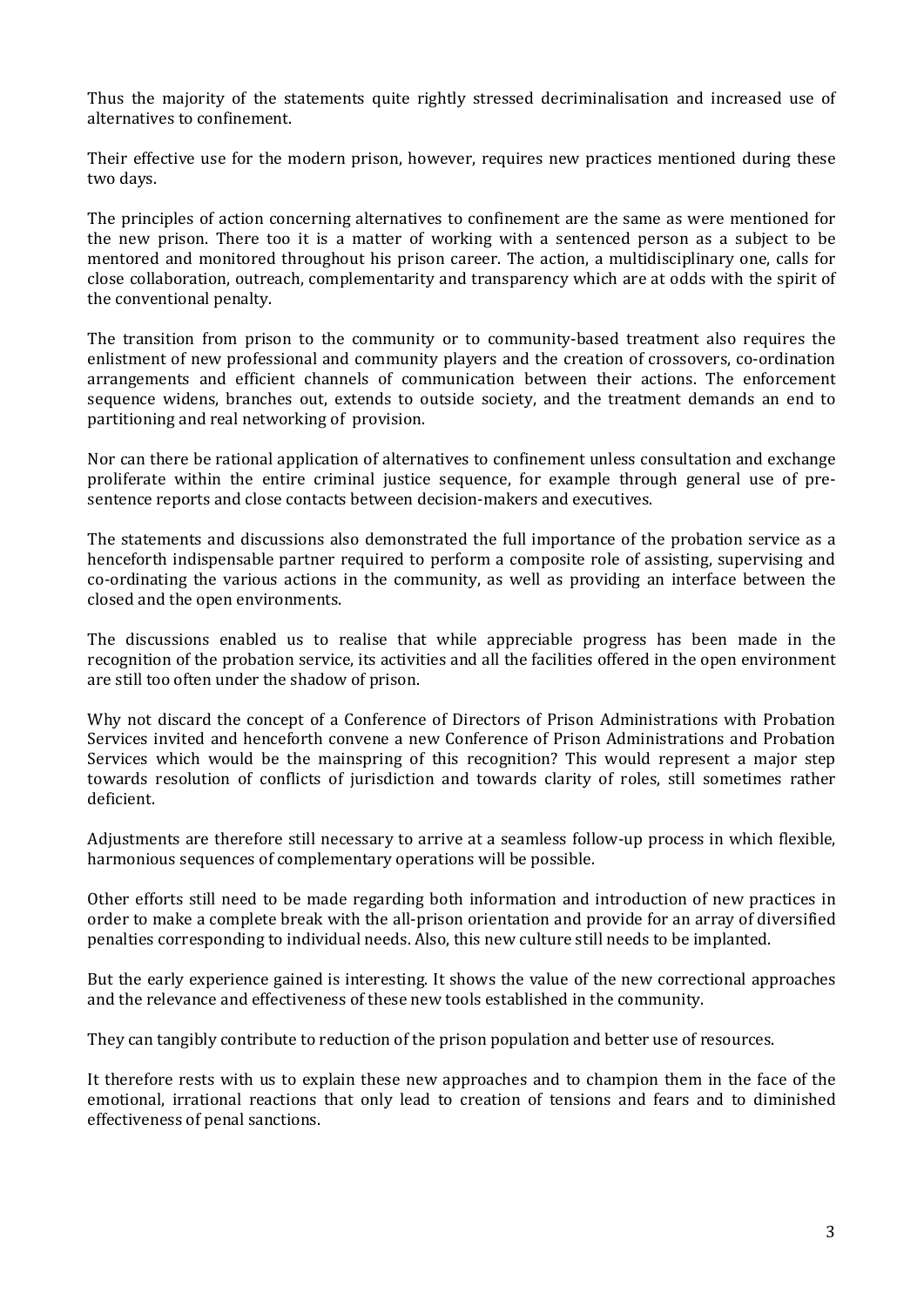Thus the majority of the statements quite rightly stressed decriminalisation and increased use of alternatives to confinement.

Their effective use for the modern prison, however, requires new practices mentioned during these two days.

The principles of action concerning alternatives to confinement are the same as were mentioned for the new prison. There too it is a matter of working with a sentenced person as a subject to be mentored and monitored throughout his prison career. The action, a multidisciplinary one, calls for close collaboration, outreach, complementarity and transparency which are at odds with the spirit of the conventional penalty.

The transition from prison to the community or to community-based treatment also requires the enlistment of new professional and community players and the creation of crossovers, co-ordination arrangements and efficient channels of communication between their actions. The enforcement sequence widens, branches out, extends to outside society, and the treatment demands an end to partitioning and real networking of provision.

Nor can there be rational application of alternatives to confinement unless consultation and exchange proliferate within the entire criminal justice sequence, for example through general use of pre-sentence reports and close contacts between decision-makers and executives.

The statements and discussions also demonstrated the full importance of the probation service as a henceforth indispensable partner required to perform a composite role of assisting, supervising and co-ordinating the various actions in the community, as well as providing an interface between the closed and the open environments.

The discussions enabled us to realise that while appreciable progress has been made in the recognition of the probation service, its activities and all the facilities offered in the open environment are still too often under the shadow of prison.

Why not discard the concept of a Conference of Directors of Prison Administrations with Probation Services invited and henceforth convene a new Conference of Prison Administrations and Probation Services which would be the mainspring of this recognition? This would represent a major step towards resolution of conflicts of jurisdiction and towards clarity of roles, still sometimes rather deficient.

Adjustments are therefore still necessary to arrive at a seamless follow-up process in which flexible, harmonious sequences of complementary operations will be possible.

Other efforts still need to be made regarding both information and introduction of new practices in order to make a complete break with the all-prison orientation and provide for an array of diversified penalties corresponding to individual needs. Also, this new culture still needs to be implanted.

But the early experience gained is interesting. It shows the value of the new correctional approaches and the relevance and effectiveness of these new tools established in the community.

They can tangibly contribute to reduction of the prison population and better use of resources.

It therefore rests with us to explain these new approaches and to champion them in the face of the emotional, irrational reactions that only lead to creation of tensions and fears and to diminished effectiveness of penal sanctions.